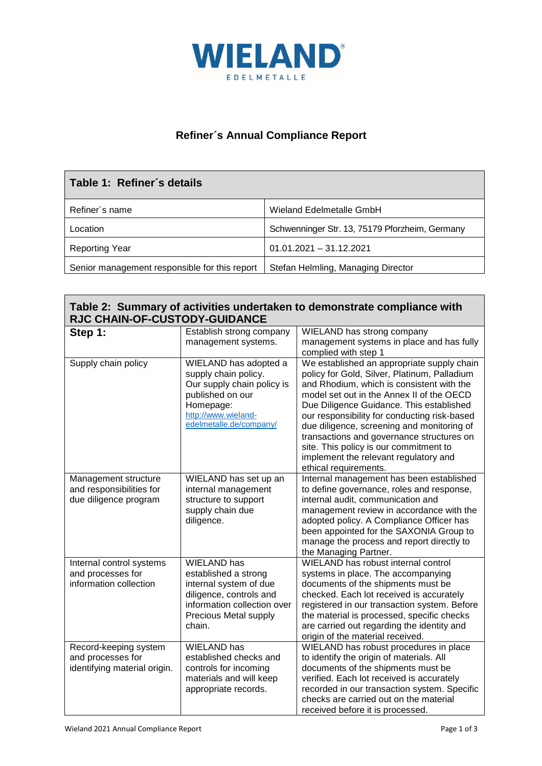WIELAND

EDELMETALLE

# Refiner´s Annual Compliance Report

| Table 1: Refiner´s details | |
|---|---|
| Refiner´s name | Wieland Edelmetalle GmbH |
| Location | Schwenninger Str. 13, 75179 Pforzheim, Germany |
| Reporting Year | 01.01.2021 – 31.12.2021 |
| Senior management responsible for this report | Stefan Helmling, Managing Director |

| Table 2: Summary of activities undertaken to demonstrate compliance with RJC CHAIN-OF-CUSTODY-GUIDANCE | | |
|---|---|---|
| **Step 1:** | Establish strong company management systems. | WIELAND has strong company management systems in place and has fully complied with step 1 |
| Supply chain policy | WIELAND has adopted a supply chain policy. Our supply chain policy is published on our Homepage: http://www.wieland-edelmetalle.de/company/ | We established an appropriate supply chain policy for Gold, Silver, Platinum, Palladium and Rhodium, which is consistent with the model set out in the Annex II of the OECD Due Diligence Guidance. This established our responsibility for conducting risk-based due diligence, screening and monitoring of transactions and governance structures on site. This policy is our commitment to implement the relevant regulatory and ethical requirements. |
| Management structure and responsibilities for due diligence program | WIELAND has set up an internal management structure to support supply chain due diligence. | Internal management has been established to define governance, roles and response, internal audit, communication and management review in accordance with the adopted policy. A Compliance Officer has been appointed for the SAXONIA Group to manage the process and report directly to the Managing Partner. |
| Internal control systems and processes for information collection | WIELAND has established a strong internal system of due diligence, controls and information collection over Precious Metal supply chain. | WIELAND has robust internal control systems in place. The accompanying documents of the shipments must be checked. Each lot received is accurately registered in our transaction system. Before the material is processed, specific checks are carried out regarding the identity and origin of the material received. |
| Record-keeping system and processes for identifying material origin. | WIELAND has established checks and controls for incoming materials and will keep appropriate records. | WIELAND has robust procedures in place to identify the origin of materials. All documents of the shipments must be verified. Each lot received is accurately recorded in our transaction system. Specific checks are carried out on the material received before it is processed. |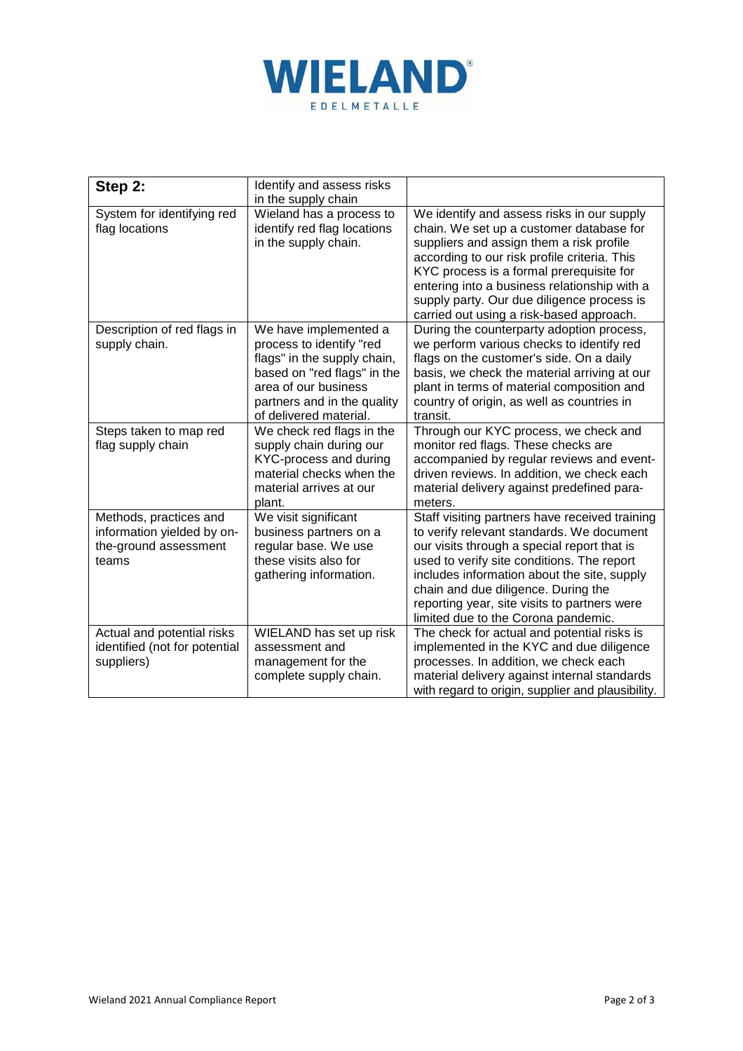| Step 2: | Identify and assess risks in the supply chain | |
|---|---|---|
| System for identifying red flag locations | Wieland has a process to identify red flag locations in the supply chain. | We identify and assess risks in our supply chain. We set up a customer database for suppliers and assign them a risk profile according to our risk profile criteria. This KYC process is a formal prerequisite for entering into a business relationship with a supply party. Our due diligence process is carried out using a risk-based approach. |
| Description of red flags in supply chain. | We have implemented a process to identify "red flags" in the supply chain, based on "red flags" in the area of our business partners and in the quality of delivered material. | During the counterparty adoption process, we perform various checks to identify red flags on the customer's side. On a daily basis, we check the material arriving at our plant in terms of material composition and country of origin, as well as countries in transit. |
| Steps taken to map red flag supply chain | We check red flags in the supply chain during our KYC-process and during material checks when the material arrives at our plant. | Through our KYC process, we check and monitor red flags. These checks are accompanied by regular reviews and event-driven reviews. In addition, we check each material delivery against predefined para-meters. |
| Methods, practices and information yielded by on-the-ground assessment teams | We visit significant business partners on a regular base. We use these visits also for gathering information. | Staff visiting partners have received training to verify relevant standards. We document our visits through a special report that is used to verify site conditions. The report includes information about the site, supply chain and due diligence. During the reporting year, site visits to partners were limited due to the Corona pandemic. |
| Actual and potential risks identified (not for potential suppliers) | WIELAND has set up risk assessment and management for the complete supply chain. | The check for actual and potential risks is implemented in the KYC and due diligence processes. In addition, we check each material delivery against internal standards with regard to origin, supplier and plausibility. |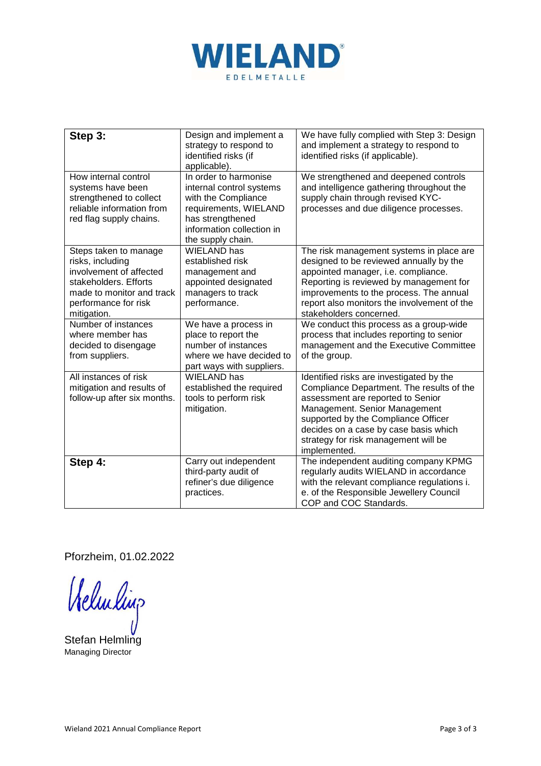WIELAND

EDELMETALLE

| | | |
|---|---|---|
| **Step 3:** | Design and implement a strategy to respond to identified risks (if applicable). | We have fully complied with Step 3: Design and implement a strategy to respond to identified risks (if applicable). |
| How internal control systems have been strengthened to collect reliable information from red flag supply chains. | In order to harmonise internal control systems with the Compliance requirements, WIELAND has strengthened information collection in the supply chain. | We strengthened and deepened controls and intelligence gathering throughout the supply chain through revised KYC-processes and due diligence processes. |
| Steps taken to manage risks, including involvement of affected stakeholders. Efforts made to monitor and track performance for risk mitigation. | WIELAND has established risk management and appointed designated managers to track performance. | The risk management systems in place are designed to be reviewed annually by the appointed manager, i.e. compliance. Reporting is reviewed by management for improvements to the process. The annual report also monitors the involvement of the stakeholders concerned. |
| Number of instances where member has decided to disengage from suppliers. | We have a process in place to report the number of instances where we have decided to part ways with suppliers. | We conduct this process as a group-wide process that includes reporting to senior management and the Executive Committee of the group. |
| All instances of risk mitigation and results of follow-up after six months. | WIELAND has established the required tools to perform risk mitigation. | Identified risks are investigated by the Compliance Department. The results of the assessment are reported to Senior Management. Senior Management supported by the Compliance Officer decides on a case by case basis which strategy for risk management will be implemented. |
| **Step 4:** | Carry out independent third-party audit of refiner's due diligence practices. | The independent auditing company KPMG regularly audits WIELAND in accordance with the relevant compliance regulations i. e. of the Responsible Jewellery Council COP and COC Standards. |

Pforzheim, 01.02.2022

Stefan Helmling
Managing Director